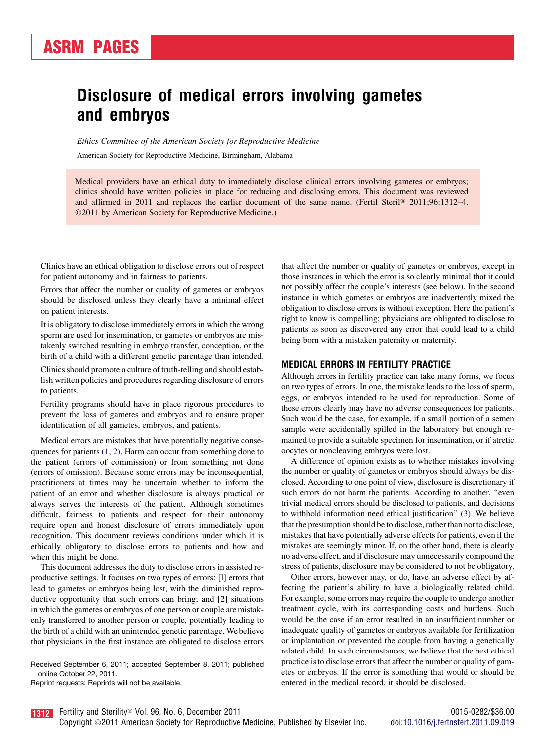# Disclosure of medical errors involving gametes and embryos

*Ethics Committee of the American Society for Reproductive Medicine*

American Society for Reproductive Medicine, Birmingham, Alabama

Medical providers have an ethical duty to immediately disclose clinical errors involving gametes or embryos; clinics should have written policies in place for reducing and disclosing errors. This document was reviewed and affirmed in 2011 and replaces the earlier document of the same name. (Fertil Steril® 2011;96:1312–4. ©2011 by American Society for Reproductive Medicine.)

Clinics have an ethical obligation to disclose errors out of respect for patient autonomy and in fairness to patients.

Errors that affect the number or quality of gametes or embryos should be disclosed unless they clearly have a minimal effect on patient interests.

It is obligatory to disclose immediately errors in which the wrong sperm are used for insemination, or gametes or embryos are mistakenly switched resulting in embryo transfer, conception, or the birth of a child with a different genetic parentage than intended.

Clinics should promote a culture of truth-telling and should establish written policies and procedures regarding disclosure of errors to patients.

Fertility programs should have in place rigorous procedures to prevent the loss of gametes and embryos and to ensure proper identification of all gametes, embryos, and patients.

Medical errors are mistakes that have potentially negative consequences for patients (1, 2). Harm can occur from something done to the patient (errors of commission) or from something not done (errors of omission). Because some errors may be inconsequential, practitioners at times may be uncertain whether to inform the patient of an error and whether disclosure is always practical or always serves the interests of the patient. Although sometimes difficult, fairness to patients and respect for their autonomy require open and honest disclosure of errors immediately upon recognition. This document reviews conditions under which it is ethically obligatory to disclose errors to patients and how and when this might be done.

This document addresses the duty to disclose errors in assisted reproductive settings. It focuses on two types of errors: [l] errors that lead to gametes or embryos being lost, with the diminished reproductive opportunity that such errors can bring; and [2] situations in which the gametes or embryos of one person or couple are mistakenly transferred to another person or couple, potentially leading to the birth of a child with an unintended genetic parentage. We believe that physicians in the first instance are obligated to disclose errors that affect the number or quality of gametes or embryos, except in those instances in which the error is so clearly minimal that it could not possibly affect the couple's interests (see below). In the second instance in which gametes or embryos are inadvertently mixed the obligation to disclose errors is without exception. Here the patient's right to know is compelling; physicians are obligated to disclose to patients as soon as discovered any error that could lead to a child being born with a mistaken paternity or maternity.

## MEDICAL ERRORS IN FERTILITY PRACTICE

Although errors in fertility practice can take many forms, we focus on two types of errors. In one, the mistake leads to the loss of sperm, eggs, or embryos intended to be used for reproduction. Some of these errors clearly may have no adverse consequences for patients. Such would be the case, for example, if a small portion of a semen sample were accidentally spilled in the laboratory but enough remained to provide a suitable specimen for insemination, or if atretic oocytes or noncleaving embryos were lost.

A difference of opinion exists as to whether mistakes involving the number or quality of gametes or embryos should always be disclosed. According to one point of view, disclosure is discretionary if such errors do not harm the patients. According to another, "even trivial medical errors should be disclosed to patients, and decisions to withhold information need ethical justification" (3). We believe that the presumption should be to disclose, rather than not to disclose, mistakes that have potentially adverse effects for patients, even if the mistakes are seemingly minor. If, on the other hand, there is clearly no adverse effect, and if disclosure may unnecessarily compound the stress of patients, disclosure may be considered to not be obligatory.

Other errors, however may, or do, have an adverse effect by affecting the patient's ability to have a biologically related child. For example, some errors may require the couple to undergo another treatment cycle, with its corresponding costs and burdens. Such would be the case if an error resulted in an insufficient number or inadequate quality of gametes or embryos available for fertilization or implantation or prevented the couple from having a genetically related child. In such circumstances, we believe that the best ethical practice is to disclose errors that affect the number or quality of gametes or embryos. If the error is something that would or should be entered in the medical record, it should be disclosed.

Received September 6, 2011; accepted September 8, 2011; published online October 22, 2011.

Reprint requests: Reprints will not be available.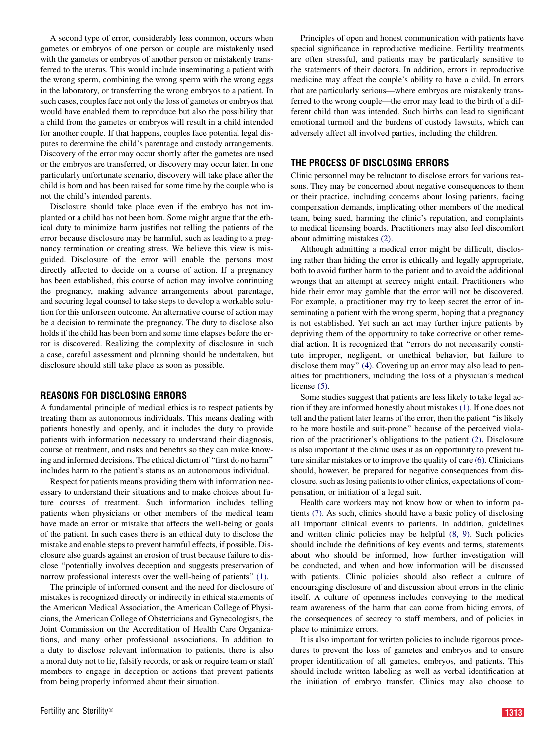A second type of error, considerably less common, occurs when gametes or embryos of one person or couple are mistakenly used with the gametes or embryos of another person or mistakenly transferred to the uterus. This would include inseminating a patient with the wrong sperm, combining the wrong sperm with the wrong eggs in the laboratory, or transferring the wrong embryos to a patient. In such cases, couples face not only the loss of gametes or embryos that would have enabled them to reproduce but also the possibility that a child from the gametes or embryos will result in a child intended for another couple. If that happens, couples face potential legal disputes to determine the child's parentage and custody arrangements. Discovery of the error may occur shortly after the gametes are used or the embryos are transferred, or discovery may occur later. In one particularly unfortunate scenario, discovery will take place after the child is born and has been raised for some time by the couple who is not the child's intended parents.

Disclosure should take place even if the embryo has not implanted or a child has not been born. Some might argue that the ethical duty to minimize harm justifies not telling the patients of the error because disclosure may be harmful, such as leading to a pregnancy termination or creating stress. We believe this view is misguided. Disclosure of the error will enable the persons most directly affected to decide on a course of action. If a pregnancy has been established, this course of action may involve continuing the pregnancy, making advance arrangements about parentage, and securing legal counsel to take steps to develop a workable solution for this unforseen outcome. An alternative course of action may be a decision to terminate the pregnancy. The duty to disclose also holds if the child has been born and some time elapses before the error is discovered. Realizing the complexity of disclosure in such a case, careful assessment and planning should be undertaken, but disclosure should still take place as soon as possible.

## REASONS FOR DISCLOSING ERRORS

A fundamental principle of medical ethics is to respect patients by treating them as autonomous individuals. This means dealing with patients honestly and openly, and it includes the duty to provide patients with information necessary to understand their diagnosis, course of treatment, and risks and benefits so they can make knowing and informed decisions. The ethical dictum of "first do no harm" includes harm to the patient's status as an autonomous individual.

Respect for patients means providing them with information necessary to understand their situations and to make choices about future courses of treatment. Such information includes telling patients when physicians or other members of the medical team have made an error or mistake that affects the well-being or goals of the patient. In such cases there is an ethical duty to disclose the mistake and enable steps to prevent harmful effects, if possible. Disclosure also guards against an erosion of trust because failure to disclose "potentially involves deception and suggests preservation of narrow professional interests over the well-being of patients" (1).

The principle of informed consent and the need for disclosure of mistakes is recognized directly or indirectly in ethical statements of the American Medical Association, the American College of Physicians, the American College of Obstetricians and Gynecologists, the Joint Commission on the Accreditation of Health Care Organizations, and many other professional associations. In addition to a duty to disclose relevant information to patients, there is also a moral duty not to lie, falsify records, or ask or require team or staff members to engage in deception or actions that prevent patients from being properly informed about their situation.

Principles of open and honest communication with patients have special significance in reproductive medicine. Fertility treatments are often stressful, and patients may be particularly sensitive to the statements of their doctors. In addition, errors in reproductive medicine may affect the couple's ability to have a child. In errors that are particularly serious—where embryos are mistakenly transferred to the wrong couple—the error may lead to the birth of a different child than was intended. Such births can lead to significant emotional turmoil and the burdens of custody lawsuits, which can adversely affect all involved parties, including the children.

## THE PROCESS OF DISCLOSING ERRORS

Clinic personnel may be reluctant to disclose errors for various reasons. They may be concerned about negative consequences to them or their practice, including concerns about losing patients, facing compensation demands, implicating other members of the medical team, being sued, harming the clinic's reputation, and complaints to medical licensing boards. Practitioners may also feel discomfort about admitting mistakes (2).

Although admitting a medical error might be difficult, disclosing rather than hiding the error is ethically and legally appropriate, both to avoid further harm to the patient and to avoid the additional wrongs that an attempt at secrecy might entail. Practitioners who hide their error may gamble that the error will not be discovered. For example, a practitioner may try to keep secret the error of inseminating a patient with the wrong sperm, hoping that a pregnancy is not established. Yet such an act may further injure patients by depriving them of the opportunity to take corrective or other remedial action. It is recognized that "errors do not necessarily constitute improper, negligent, or unethical behavior, but failure to disclose them may" (4). Covering up an error may also lead to penalties for practitioners, including the loss of a physician's medical license (5).

Some studies suggest that patients are less likely to take legal action if they are informed honestly about mistakes (1). If one does not tell and the patient later learns of the error, then the patient "is likely to be more hostile and suit-prone" because of the perceived violation of the practitioner's obligations to the patient (2). Disclosure is also important if the clinic uses it as an opportunity to prevent future similar mistakes or to improve the quality of care (6). Clinicians should, however, be prepared for negative consequences from disclosure, such as losing patients to other clinics, expectations of compensation, or initiation of a legal suit.

Health care workers may not know how or when to inform patients (7). As such, clinics should have a basic policy of disclosing all important clinical events to patients. In addition, guidelines and written clinic policies may be helpful (8, 9). Such policies should include the definitions of key events and terms, statements about who should be informed, how further investigation will be conducted, and when and how information will be discussed with patients. Clinic policies should also reflect a culture of encouraging disclosure of and discussion about errors in the clinic itself. A culture of openness includes conveying to the medical team awareness of the harm that can come from hiding errors, of the consequences of secrecy to staff members, and of policies in place to minimize errors.

It is also important for written policies to include rigorous procedures to prevent the loss of gametes and embryos and to ensure proper identification of all gametes, embryos, and patients. This should include written labeling as well as verbal identification at the initiation of embryo transfer. Clinics may also choose to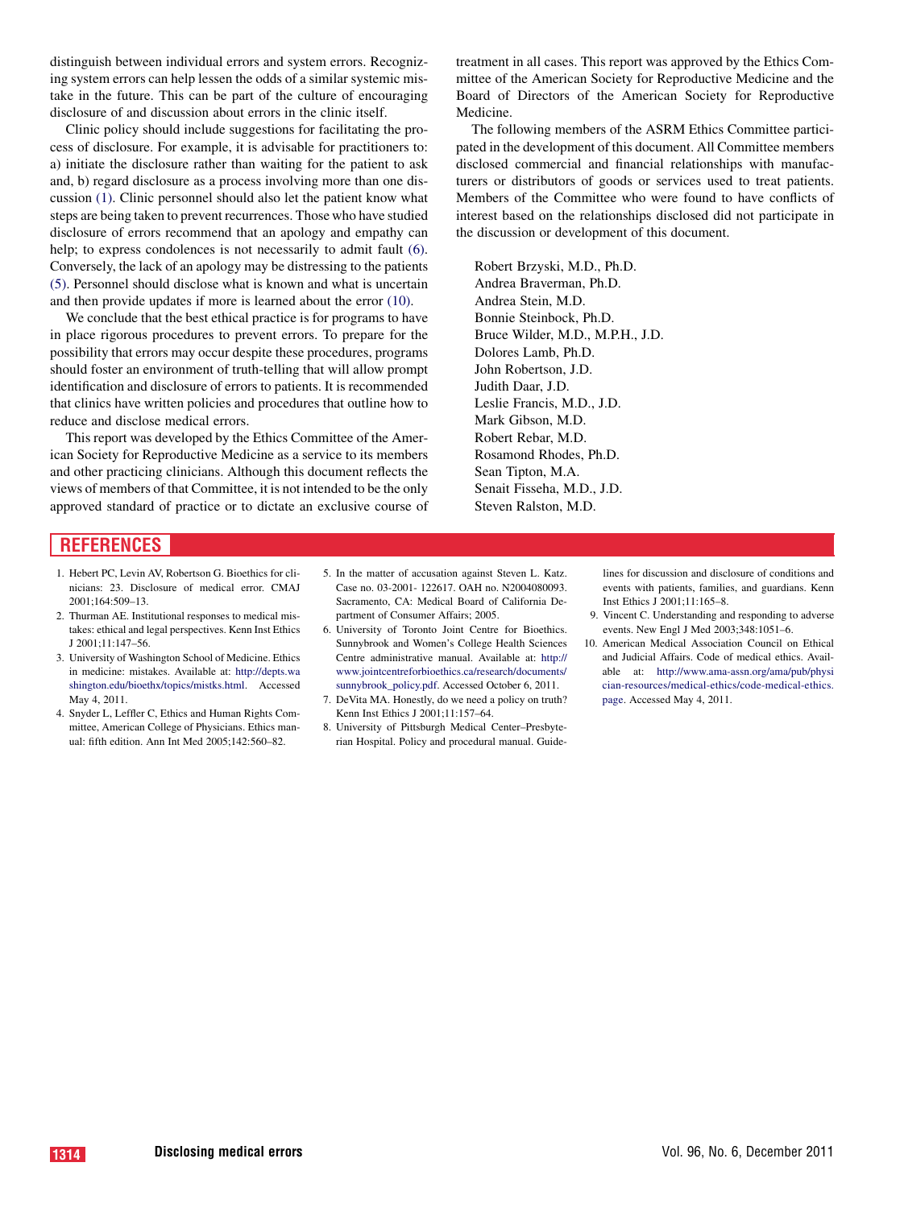distinguish between individual errors and system errors. Recognizing system errors can help lessen the odds of a similar systemic mistake in the future. This can be part of the culture of encouraging disclosure of and discussion about errors in the clinic itself.

Clinic policy should include suggestions for facilitating the process of disclosure. For example, it is advisable for practitioners to: a) initiate the disclosure rather than waiting for the patient to ask and, b) regard disclosure as a process involving more than one discussion (1). Clinic personnel should also let the patient know what steps are being taken to prevent recurrences. Those who have studied disclosure of errors recommend that an apology and empathy can help; to express condolences is not necessarily to admit fault (6). Conversely, the lack of an apology may be distressing to the patients (5). Personnel should disclose what is known and what is uncertain and then provide updates if more is learned about the error (10).

We conclude that the best ethical practice is for programs to have in place rigorous procedures to prevent errors. To prepare for the possibility that errors may occur despite these procedures, programs should foster an environment of truth-telling that will allow prompt identification and disclosure of errors to patients. It is recommended that clinics have written policies and procedures that outline how to reduce and disclose medical errors.

This report was developed by the Ethics Committee of the American Society for Reproductive Medicine as a service to its members and other practicing clinicians. Although this document reflects the views of members of that Committee, it is not intended to be the only approved standard of practice or to dictate an exclusive course of treatment in all cases. This report was approved by the Ethics Committee of the American Society for Reproductive Medicine and the Board of Directors of the American Society for Reproductive Medicine.

The following members of the ASRM Ethics Committee participated in the development of this document. All Committee members disclosed commercial and financial relationships with manufacturers or distributors of goods or services used to treat patients. Members of the Committee who were found to have conflicts of interest based on the relationships disclosed did not participate in the discussion or development of this document.

Robert Brzyski, M.D., Ph.D.
Andrea Braverman, Ph.D.
Andrea Stein, M.D.
Bonnie Steinbock, Ph.D.
Bruce Wilder, M.D., M.P.H., J.D.
Dolores Lamb, Ph.D.
John Robertson, J.D.
Judith Daar, J.D.
Leslie Francis, M.D., J.D.
Mark Gibson, M.D.
Robert Rebar, M.D.
Rosamond Rhodes, Ph.D.
Sean Tipton, M.A.
Senait Fisseha, M.D., J.D.
Steven Ralston, M.D.

## REFERENCES

1. Hebert PC, Levin AV, Robertson G. Bioethics for clinicians: 23. Disclosure of medical error. CMAJ 2001;164:509–13.
2. Thurman AE. Institutional responses to medical mistakes: ethical and legal perspectives. Kenn Inst Ethics J 2001;11:147–56.
3. University of Washington School of Medicine. Ethics in medicine: mistakes. Available at: http://depts.washington.edu/bioethx/topics/mistks.html. Accessed May 4, 2011.
4. Snyder L, Leffler C, Ethics and Human Rights Committee, American College of Physicians. Ethics manual: fifth edition. Ann Int Med 2005;142:560–82.
5. In the matter of accusation against Steven L. Katz. Case no. 03-2001- 122617. OAH no. N2004080093. Sacramento, CA: Medical Board of California Department of Consumer Affairs; 2005.
6. University of Toronto Joint Centre for Bioethics. Sunnybrook and Women's College Health Sciences Centre administrative manual. Available at: http://www.jointcentreforbioethics.ca/research/documents/sunnybrook_policy.pdf. Accessed October 6, 2011.
7. DeVita MA. Honestly, do we need a policy on truth? Kenn Inst Ethics J 2001;11:157–64.
8. University of Pittsburgh Medical Center–Presbyterian Hospital. Policy and procedural manual. Guidelines for discussion and disclosure of conditions and events with patients, families, and guardians. Kenn Inst Ethics J 2001;11:165–8.
9. Vincent C. Understanding and responding to adverse events. New Engl J Med 2003;348:1051–6.
10. American Medical Association Council on Ethical and Judicial Affairs. Code of medical ethics. Available at: http://www.ama-assn.org/ama/pub/physician-resources/medical-ethics/code-medical-ethics.page. Accessed May 4, 2011.